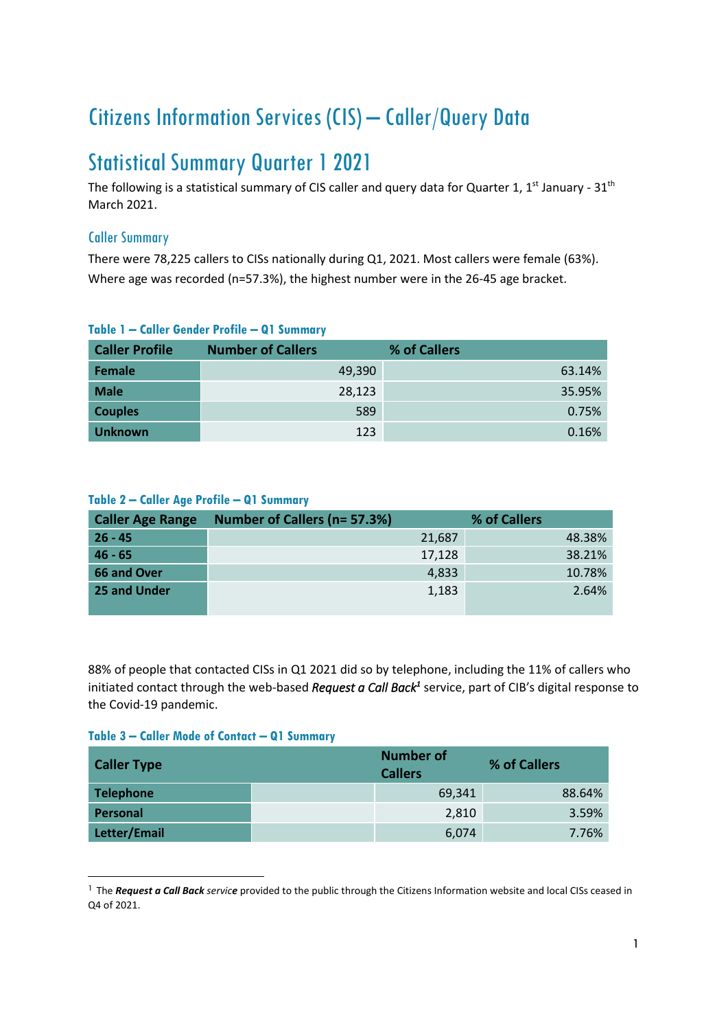# Citizens Information Services (CIS) – Caller/Query Data

# Statistical Summary Quarter 1 2021

The following is a statistical summary of CIS caller and query data for Quarter 1, 1st January - 31th March 2021.

## Caller Summary

There were 78,225 callers to CISs nationally during Q1, 2021. Most callers were female (63%). Where age was recorded (n=57.3%), the highest number were in the 26-45 age bracket.

**Table 1 – Caller Gender Profile – Q1 Summary**

| Caller Profile | Number of Callers | % of Callers |
|---|---|---|
| Female | 49,390 | 63.14% |
| Male | 28,123 | 35.95% |
| Couples | 589 | 0.75% |
| Unknown | 123 | 0.16% |

**Table 2 – Caller Age Profile – Q1 Summary**

| Caller Age Range | Number of Callers (n= 57.3%) | % of Callers |
|---|---|---|
| 26 - 45 | 21,687 | 48.38% |
| 46 - 65 | 17,128 | 38.21% |
| 66 and Over | 4,833 | 10.78% |
| 25 and Under | 1,183 | 2.64% |

88% of people that contacted CISs in Q1 2021 did so by telephone, including the 11% of callers who initiated contact through the web-based ***Request a Call Back***[1] service, part of CIB's digital response to the Covid-19 pandemic.

**Table 3 – Caller Mode of Contact – Q1 Summary**

| Caller Type | | Number of Callers | % of Callers |
|---|---|---|---|
| Telephone | | 69,341 | 88.64% |
| Personal | | 2,810 | 3.59% |
| Letter/Email | | 6,074 | 7.76% |

[1] The ***Request a Call Back** service* provided to the public through the Citizens Information website and local CISs ceased in Q4 of 2021.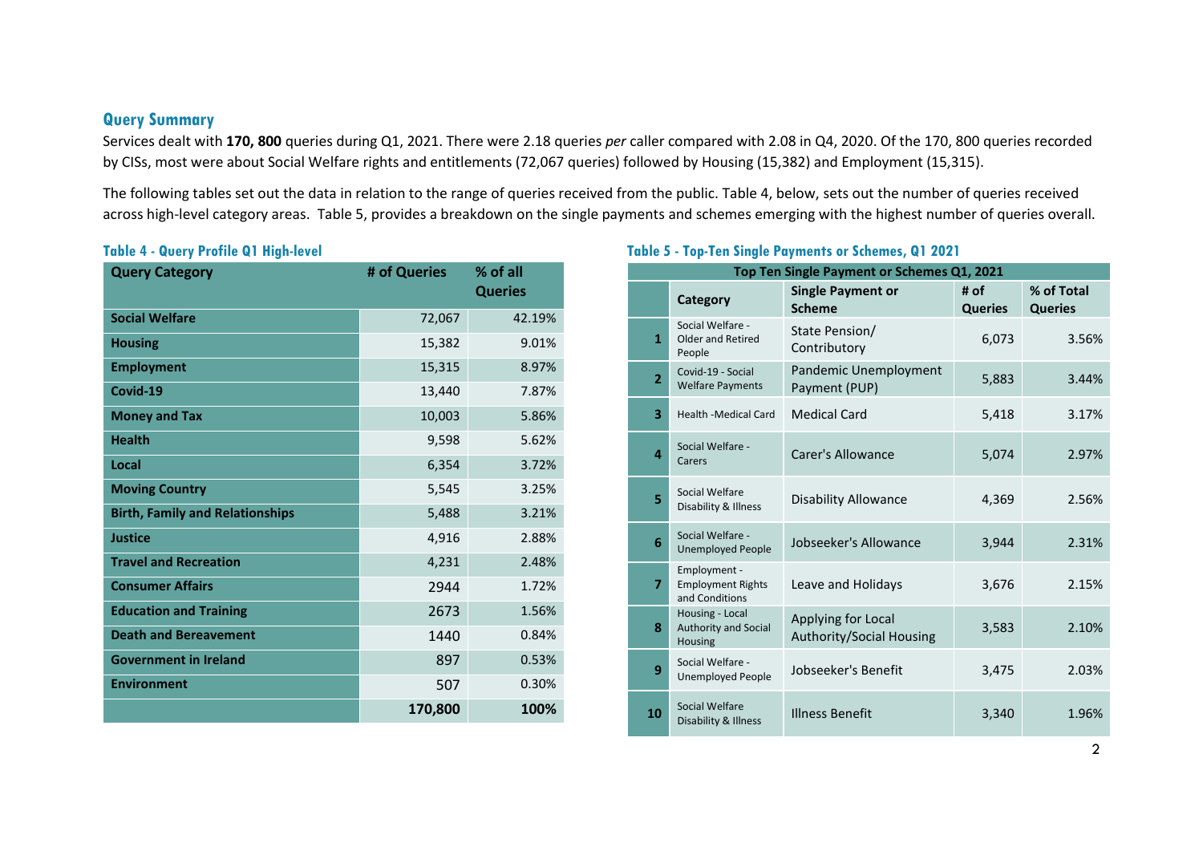## Query Summary

Services dealt with **170, 800** queries during Q1, 2021. There were 2.18 queries *per* caller compared with 2.08 in Q4, 2020. Of the 170, 800 queries recorded by CISs, most were about Social Welfare rights and entitlements (72,067 queries) followed by Housing (15,382) and Employment (15,315).

The following tables set out the data in relation to the range of queries received from the public. Table 4, below, sets out the number of queries received across high-level category areas. Table 5, provides a breakdown on the single payments and schemes emerging with the highest number of queries overall.

### Table 4 - Query Profile Q1 High-level

| Query Category | # of Queries | % of all Queries |
|---|---|---|
| **Social Welfare** | 72,067 | 42.19% |
| **Housing** | 15,382 | 9.01% |
| **Employment** | 15,315 | 8.97% |
| **Covid-19** | 13,440 | 7.87% |
| **Money and Tax** | 10,003 | 5.86% |
| **Health** | 9,598 | 5.62% |
| **Local** | 6,354 | 3.72% |
| **Moving Country** | 5,545 | 3.25% |
| **Birth, Family and Relationships** | 5,488 | 3.21% |
| **Justice** | 4,916 | 2.88% |
| **Travel and Recreation** | 4,231 | 2.48% |
| **Consumer Affairs** | 2944 | 1.72% |
| **Education and Training** | 2673 | 1.56% |
| **Death and Bereavement** | 1440 | 0.84% |
| **Government in Ireland** | 897 | 0.53% |
| **Environment** | 507 | 0.30% |
| | **170,800** | **100%** |

### Table 5 - Top-Ten Single Payments or Schemes, Q1 2021

| Top Ten Single Payment or Schemes Q1, 2021 | | | | |
|---|---|---|---|---|
| | **Category** | **Single Payment or Scheme** | **# of Queries** | **% of Total Queries** |
| **1** | Social Welfare - Older and Retired People | State Pension/ Contributory | 6,073 | 3.56% |
| **2** | Covid-19 - Social Welfare Payments | Pandemic Unemployment Payment (PUP) | 5,883 | 3.44% |
| **3** | Health -Medical Card | Medical Card | 5,418 | 3.17% |
| **4** | Social Welfare - Carers | Carer's Allowance | 5,074 | 2.97% |
| **5** | Social Welfare Disability & Illness | Disability Allowance | 4,369 | 2.56% |
| **6** | Social Welfare - Unemployed People | Jobseeker's Allowance | 3,944 | 2.31% |
| **7** | Employment - Employment Rights and Conditions | Leave and Holidays | 3,676 | 2.15% |
| **8** | Housing - Local Authority and Social Housing | Applying for Local Authority/Social Housing | 3,583 | 2.10% |
| **9** | Social Welfare - Unemployed People | Jobseeker's Benefit | 3,475 | 2.03% |
| **10** | Social Welfare Disability & Illness | Illness Benefit | 3,340 | 1.96% |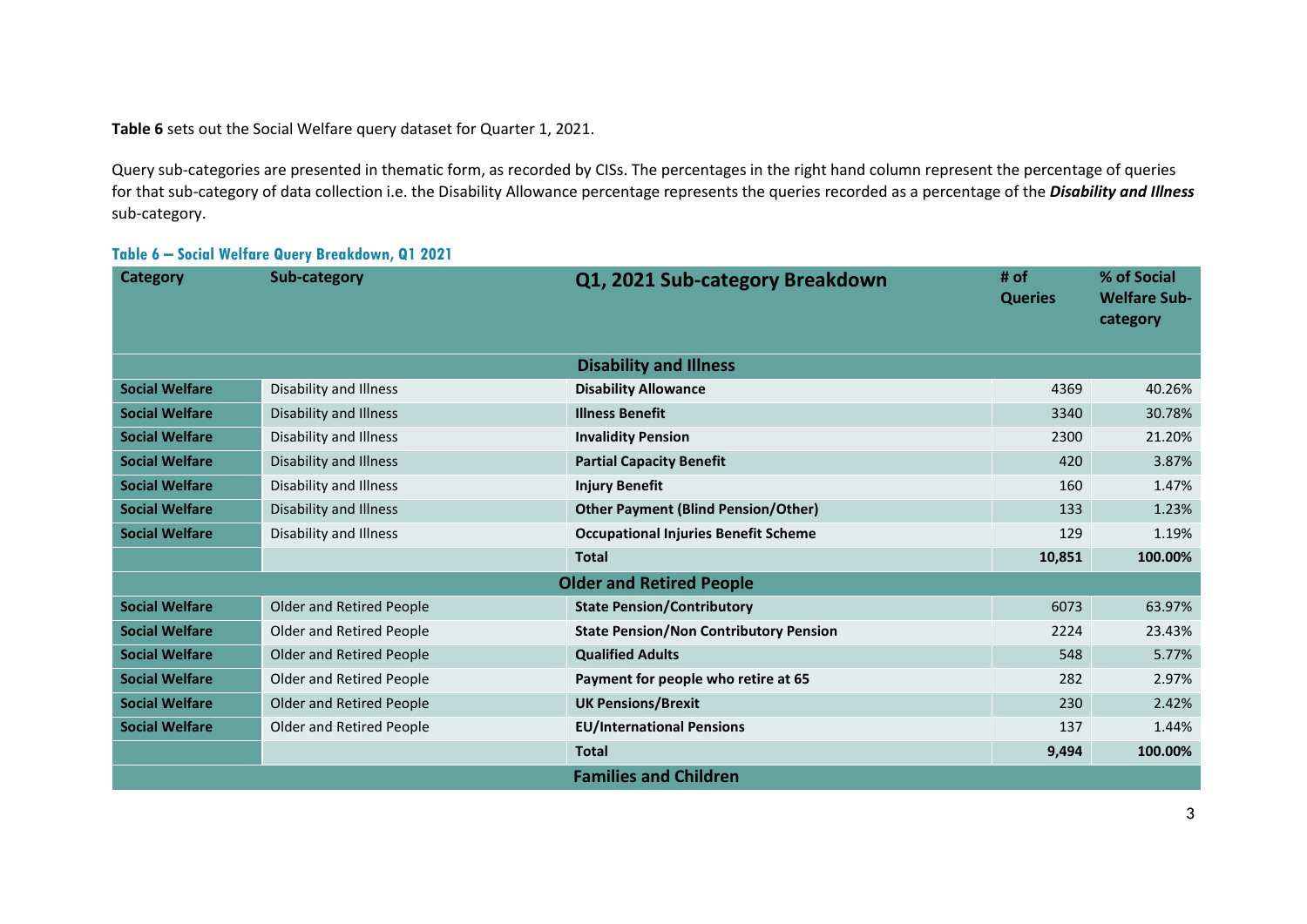**Table 6** sets out the Social Welfare query dataset for Quarter 1, 2021.

Query sub-categories are presented in thematic form, as recorded by CISs. The percentages in the right hand column represent the percentage of queries for that sub-category of data collection i.e. the Disability Allowance percentage represents the queries recorded as a percentage of the ***Disability and Illness*** sub-category.

**Table 6 – Social Welfare Query Breakdown, Q1 2021**

| Category | Sub-category | Q1, 2021 Sub-category Breakdown | # of Queries | % of Social Welfare Sub-category |
|---|---|---|---|---|
| | | **Disability and Illness** | | |
| **Social Welfare** | Disability and Illness | **Disability Allowance** | 4369 | 40.26% |
| **Social Welfare** | Disability and Illness | **Illness Benefit** | 3340 | 30.78% |
| **Social Welfare** | Disability and Illness | **Invalidity Pension** | 2300 | 21.20% |
| **Social Welfare** | Disability and Illness | **Partial Capacity Benefit** | 420 | 3.87% |
| **Social Welfare** | Disability and Illness | **Injury Benefit** | 160 | 1.47% |
| **Social Welfare** | Disability and Illness | **Other Payment (Blind Pension/Other)** | 133 | 1.23% |
| **Social Welfare** | Disability and Illness | **Occupational Injuries Benefit Scheme** | 129 | 1.19% |
| | | **Total** | **10,851** | **100.00%** |
| | | **Older and Retired People** | | |
| **Social Welfare** | Older and Retired People | **State Pension/Contributory** | 6073 | 63.97% |
| **Social Welfare** | Older and Retired People | **State Pension/Non Contributory Pension** | 2224 | 23.43% |
| **Social Welfare** | Older and Retired People | **Qualified Adults** | 548 | 5.77% |
| **Social Welfare** | Older and Retired People | **Payment for people who retire at 65** | 282 | 2.97% |
| **Social Welfare** | Older and Retired People | **UK Pensions/Brexit** | 230 | 2.42% |
| **Social Welfare** | Older and Retired People | **EU/International Pensions** | 137 | 1.44% |
| | | **Total** | **9,494** | **100.00%** |
| | | **Families and Children** | | |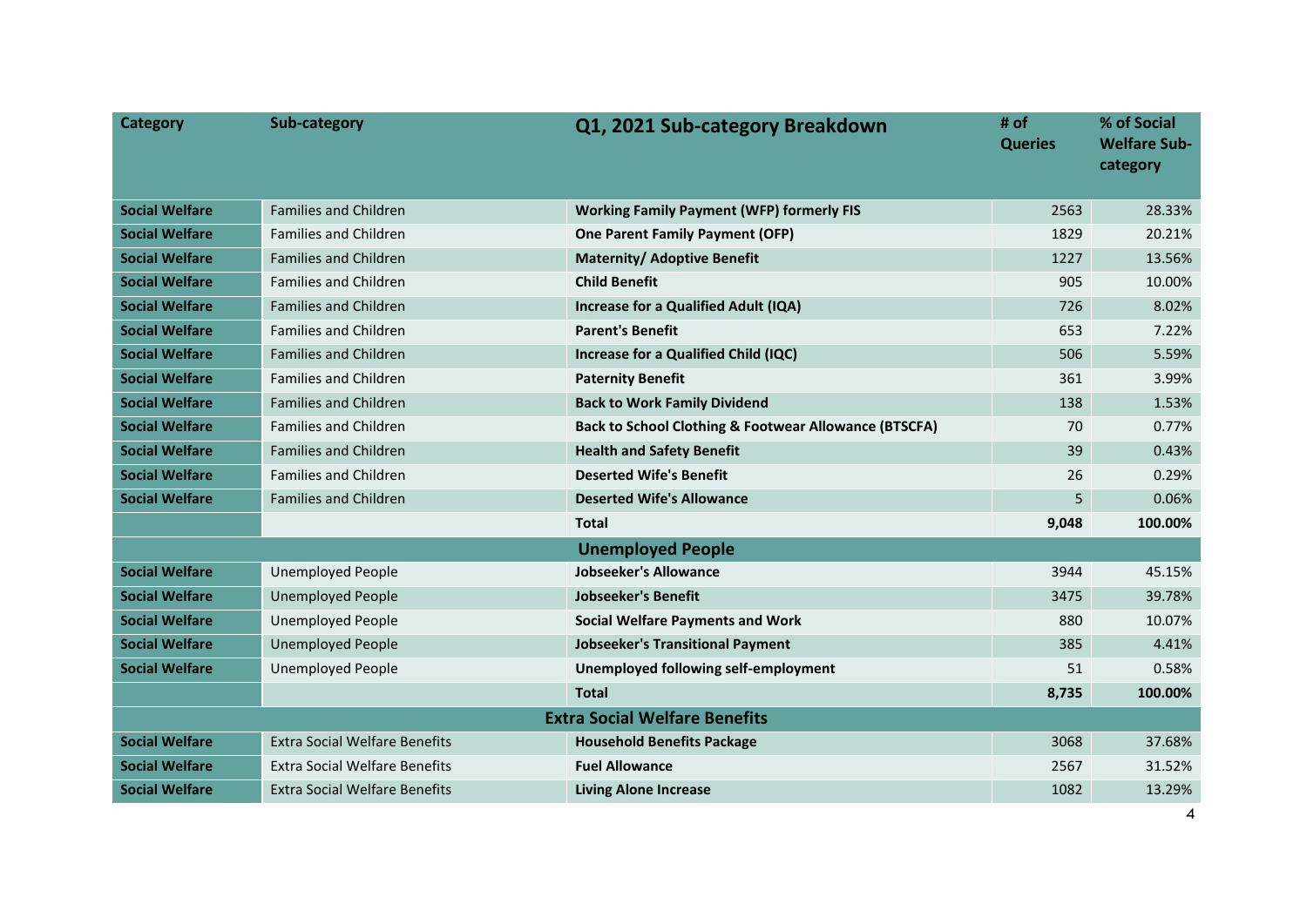| Category | Sub-category | Q1, 2021 Sub-category Breakdown | # of Queries | % of Social Welfare Sub-category |
|---|---|---|---|---|
| **Social Welfare** | Families and Children | **Working Family Payment (WFP) formerly FIS** | 2563 | 28.33% |
| **Social Welfare** | Families and Children | **One Parent Family Payment (OFP)** | 1829 | 20.21% |
| **Social Welfare** | Families and Children | **Maternity/ Adoptive Benefit** | 1227 | 13.56% |
| **Social Welfare** | Families and Children | **Child Benefit** | 905 | 10.00% |
| **Social Welfare** | Families and Children | **Increase for a Qualified Adult (IQA)** | 726 | 8.02% |
| **Social Welfare** | Families and Children | **Parent's Benefit** | 653 | 7.22% |
| **Social Welfare** | Families and Children | **Increase for a Qualified Child (IQC)** | 506 | 5.59% |
| **Social Welfare** | Families and Children | **Paternity Benefit** | 361 | 3.99% |
| **Social Welfare** | Families and Children | **Back to Work Family Dividend** | 138 | 1.53% |
| **Social Welfare** | Families and Children | **Back to School Clothing & Footwear Allowance (BTSCFA)** | 70 | 0.77% |
| **Social Welfare** | Families and Children | **Health and Safety Benefit** | 39 | 0.43% |
| **Social Welfare** | Families and Children | **Deserted Wife's Benefit** | 26 | 0.29% |
| **Social Welfare** | Families and Children | **Deserted Wife's Allowance** | 5 | 0.06% |
| | | **Total** | **9,048** | **100.00%** |
| | | **Unemployed People** | | |
| **Social Welfare** | Unemployed People | **Jobseeker's Allowance** | 3944 | 45.15% |
| **Social Welfare** | Unemployed People | **Jobseeker's Benefit** | 3475 | 39.78% |
| **Social Welfare** | Unemployed People | **Social Welfare Payments and Work** | 880 | 10.07% |
| **Social Welfare** | Unemployed People | **Jobseeker's Transitional Payment** | 385 | 4.41% |
| **Social Welfare** | Unemployed People | **Unemployed following self-employment** | 51 | 0.58% |
| | | **Total** | **8,735** | **100.00%** |
| | | **Extra Social Welfare Benefits** | | |
| **Social Welfare** | Extra Social Welfare Benefits | **Household Benefits Package** | 3068 | 37.68% |
| **Social Welfare** | Extra Social Welfare Benefits | **Fuel Allowance** | 2567 | 31.52% |
| **Social Welfare** | Extra Social Welfare Benefits | **Living Alone Increase** | 1082 | 13.29% |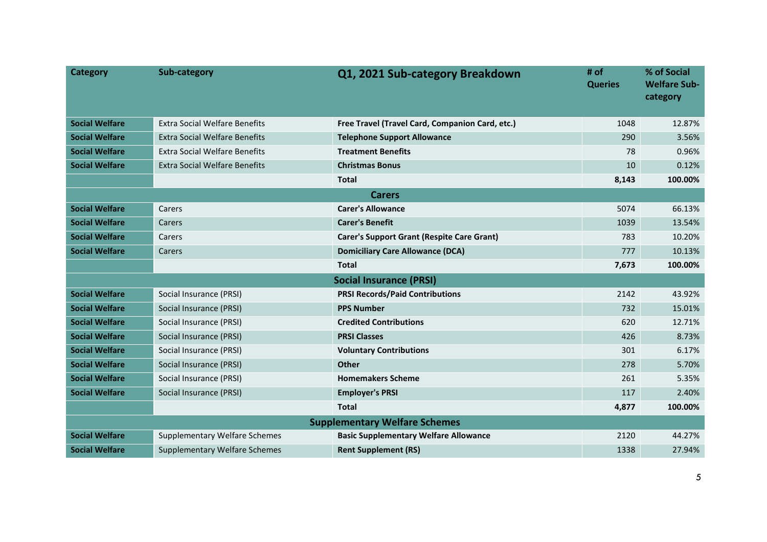| Category | Sub-category | Q1, 2021 Sub-category Breakdown | # of Queries | % of Social Welfare Sub-category |
|---|---|---|---|---|
| **Social Welfare** | Extra Social Welfare Benefits | **Free Travel (Travel Card, Companion Card, etc.)** | 1048 | 12.87% |
| **Social Welfare** | Extra Social Welfare Benefits | **Telephone Support Allowance** | 290 | 3.56% |
| **Social Welfare** | Extra Social Welfare Benefits | **Treatment Benefits** | 78 | 0.96% |
| **Social Welfare** | Extra Social Welfare Benefits | **Christmas Bonus** | 10 | 0.12% |
| | | **Total** | **8,143** | **100.00%** |
| | | **Carers** | | |
| **Social Welfare** | Carers | **Carer's Allowance** | 5074 | 66.13% |
| **Social Welfare** | Carers | **Carer's Benefit** | 1039 | 13.54% |
| **Social Welfare** | Carers | **Carer's Support Grant (Respite Care Grant)** | 783 | 10.20% |
| **Social Welfare** | Carers | **Domiciliary Care Allowance (DCA)** | 777 | 10.13% |
| | | **Total** | **7,673** | **100.00%** |
| | | **Social Insurance (PRSI)** | | |
| **Social Welfare** | Social Insurance (PRSI) | **PRSI Records/Paid Contributions** | 2142 | 43.92% |
| **Social Welfare** | Social Insurance (PRSI) | **PPS Number** | 732 | 15.01% |
| **Social Welfare** | Social Insurance (PRSI) | **Credited Contributions** | 620 | 12.71% |
| **Social Welfare** | Social Insurance (PRSI) | **PRSI Classes** | 426 | 8.73% |
| **Social Welfare** | Social Insurance (PRSI) | **Voluntary Contributions** | 301 | 6.17% |
| **Social Welfare** | Social Insurance (PRSI) | **Other** | 278 | 5.70% |
| **Social Welfare** | Social Insurance (PRSI) | **Homemakers Scheme** | 261 | 5.35% |
| **Social Welfare** | Social Insurance (PRSI) | **Employer's PRSI** | 117 | 2.40% |
| | | **Total** | **4,877** | **100.00%** |
| | | **Supplementary Welfare Schemes** | | |
| **Social Welfare** | Supplementary Welfare Schemes | **Basic Supplementary Welfare Allowance** | 2120 | 44.27% |
| **Social Welfare** | Supplementary Welfare Schemes | **Rent Supplement (RS)** | 1338 | 27.94% |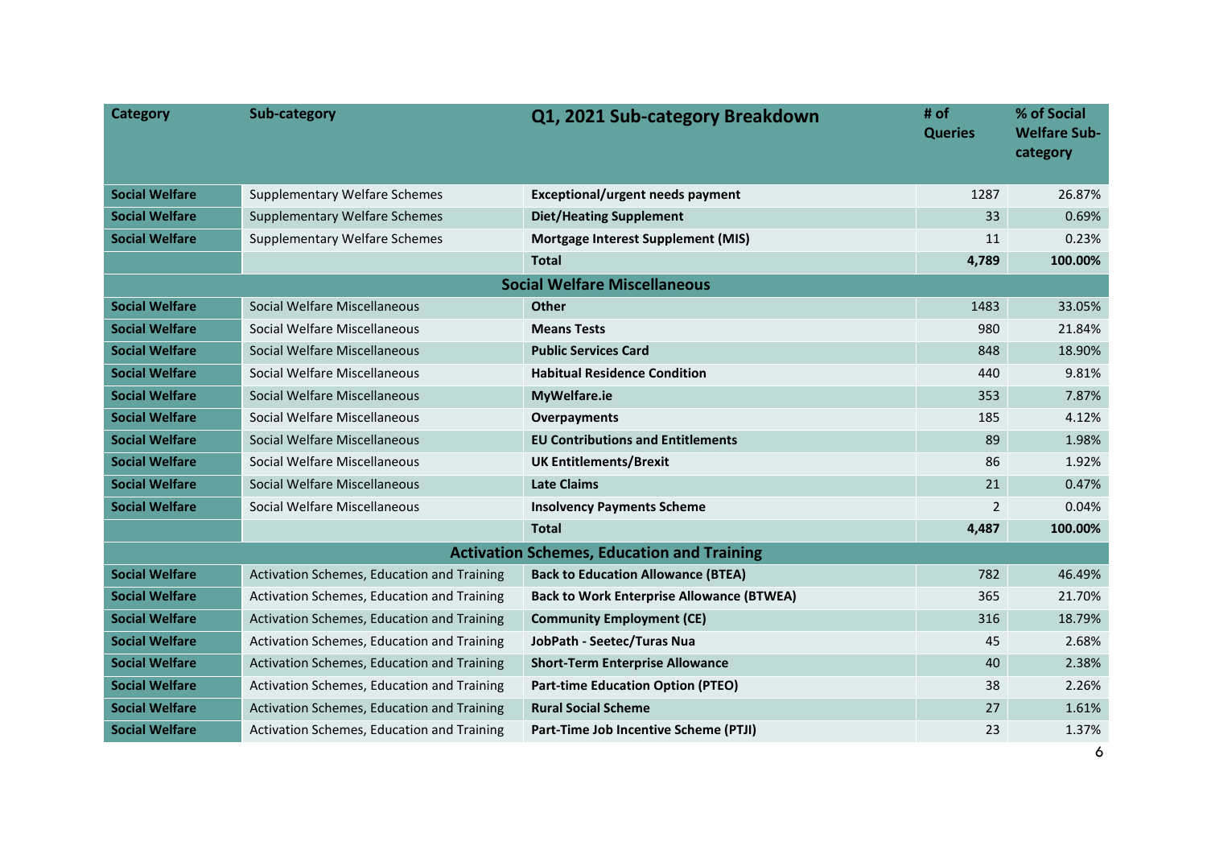| Category | Sub-category | Q1, 2021 Sub-category Breakdown | # of Queries | % of Social Welfare Sub-category |
|---|---|---|---|---|
| **Social Welfare** | Supplementary Welfare Schemes | **Exceptional/urgent needs payment** | 1287 | 26.87% |
| **Social Welfare** | Supplementary Welfare Schemes | **Diet/Heating Supplement** | 33 | 0.69% |
| **Social Welfare** | Supplementary Welfare Schemes | **Mortgage Interest Supplement (MIS)** | 11 | 0.23% |
| | | **Total** | **4,789** | **100.00%** |
| | | **Social Welfare Miscellaneous** | | |
| **Social Welfare** | Social Welfare Miscellaneous | **Other** | 1483 | 33.05% |
| **Social Welfare** | Social Welfare Miscellaneous | **Means Tests** | 980 | 21.84% |
| **Social Welfare** | Social Welfare Miscellaneous | **Public Services Card** | 848 | 18.90% |
| **Social Welfare** | Social Welfare Miscellaneous | **Habitual Residence Condition** | 440 | 9.81% |
| **Social Welfare** | Social Welfare Miscellaneous | **MyWelfare.ie** | 353 | 7.87% |
| **Social Welfare** | Social Welfare Miscellaneous | **Overpayments** | 185 | 4.12% |
| **Social Welfare** | Social Welfare Miscellaneous | **EU Contributions and Entitlements** | 89 | 1.98% |
| **Social Welfare** | Social Welfare Miscellaneous | **UK Entitlements/Brexit** | 86 | 1.92% |
| **Social Welfare** | Social Welfare Miscellaneous | **Late Claims** | 21 | 0.47% |
| **Social Welfare** | Social Welfare Miscellaneous | **Insolvency Payments Scheme** | 2 | 0.04% |
| | | **Total** | **4,487** | **100.00%** |
| | | **Activation Schemes, Education and Training** | | |
| **Social Welfare** | Activation Schemes, Education and Training | **Back to Education Allowance (BTEA)** | 782 | 46.49% |
| **Social Welfare** | Activation Schemes, Education and Training | **Back to Work Enterprise Allowance (BTWEA)** | 365 | 21.70% |
| **Social Welfare** | Activation Schemes, Education and Training | **Community Employment (CE)** | 316 | 18.79% |
| **Social Welfare** | Activation Schemes, Education and Training | **JobPath - Seetec/Turas Nua** | 45 | 2.68% |
| **Social Welfare** | Activation Schemes, Education and Training | **Short-Term Enterprise Allowance** | 40 | 2.38% |
| **Social Welfare** | Activation Schemes, Education and Training | **Part-time Education Option (PTEO)** | 38 | 2.26% |
| **Social Welfare** | Activation Schemes, Education and Training | **Rural Social Scheme** | 27 | 1.61% |
| **Social Welfare** | Activation Schemes, Education and Training | **Part-Time Job Incentive Scheme (PTJI)** | 23 | 1.37% |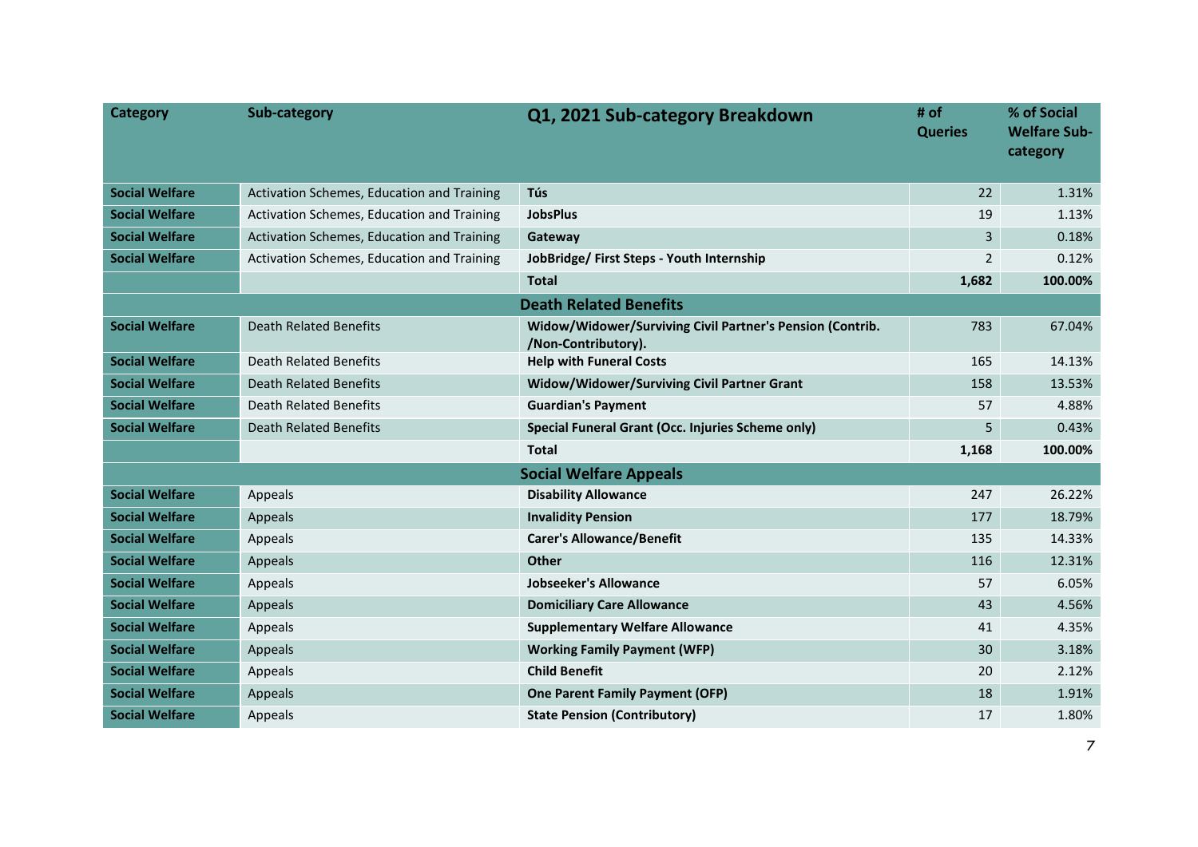| Category | Sub-category | Q1, 2021 Sub-category Breakdown | # of Queries | % of Social Welfare Sub-category |
|---|---|---|---|---|
| **Social Welfare** | Activation Schemes, Education and Training | **Tús** | 22 | 1.31% |
| **Social Welfare** | Activation Schemes, Education and Training | **JobsPlus** | 19 | 1.13% |
| **Social Welfare** | Activation Schemes, Education and Training | **Gateway** | 3 | 0.18% |
| **Social Welfare** | Activation Schemes, Education and Training | **JobBridge/ First Steps - Youth Internship** | 2 | 0.12% |
| | | **Total** | **1,682** | **100.00%** |
| | | **Death Related Benefits** | | |
| **Social Welfare** | Death Related Benefits | **Widow/Widower/Surviving Civil Partner's Pension (Contrib. /Non-Contributory).** | 783 | 67.04% |
| **Social Welfare** | Death Related Benefits | **Help with Funeral Costs** | 165 | 14.13% |
| **Social Welfare** | Death Related Benefits | **Widow/Widower/Surviving Civil Partner Grant** | 158 | 13.53% |
| **Social Welfare** | Death Related Benefits | **Guardian's Payment** | 57 | 4.88% |
| **Social Welfare** | Death Related Benefits | **Special Funeral Grant (Occ. Injuries Scheme only)** | 5 | 0.43% |
| | | **Total** | **1,168** | **100.00%** |
| | | **Social Welfare Appeals** | | |
| **Social Welfare** | Appeals | **Disability Allowance** | 247 | 26.22% |
| **Social Welfare** | Appeals | **Invalidity Pension** | 177 | 18.79% |
| **Social Welfare** | Appeals | **Carer's Allowance/Benefit** | 135 | 14.33% |
| **Social Welfare** | Appeals | **Other** | 116 | 12.31% |
| **Social Welfare** | Appeals | **Jobseeker's Allowance** | 57 | 6.05% |
| **Social Welfare** | Appeals | **Domiciliary Care Allowance** | 43 | 4.56% |
| **Social Welfare** | Appeals | **Supplementary Welfare Allowance** | 41 | 4.35% |
| **Social Welfare** | Appeals | **Working Family Payment (WFP)** | 30 | 3.18% |
| **Social Welfare** | Appeals | **Child Benefit** | 20 | 2.12% |
| **Social Welfare** | Appeals | **One Parent Family Payment (OFP)** | 18 | 1.91% |
| **Social Welfare** | Appeals | **State Pension (Contributory)** | 17 | 1.80% |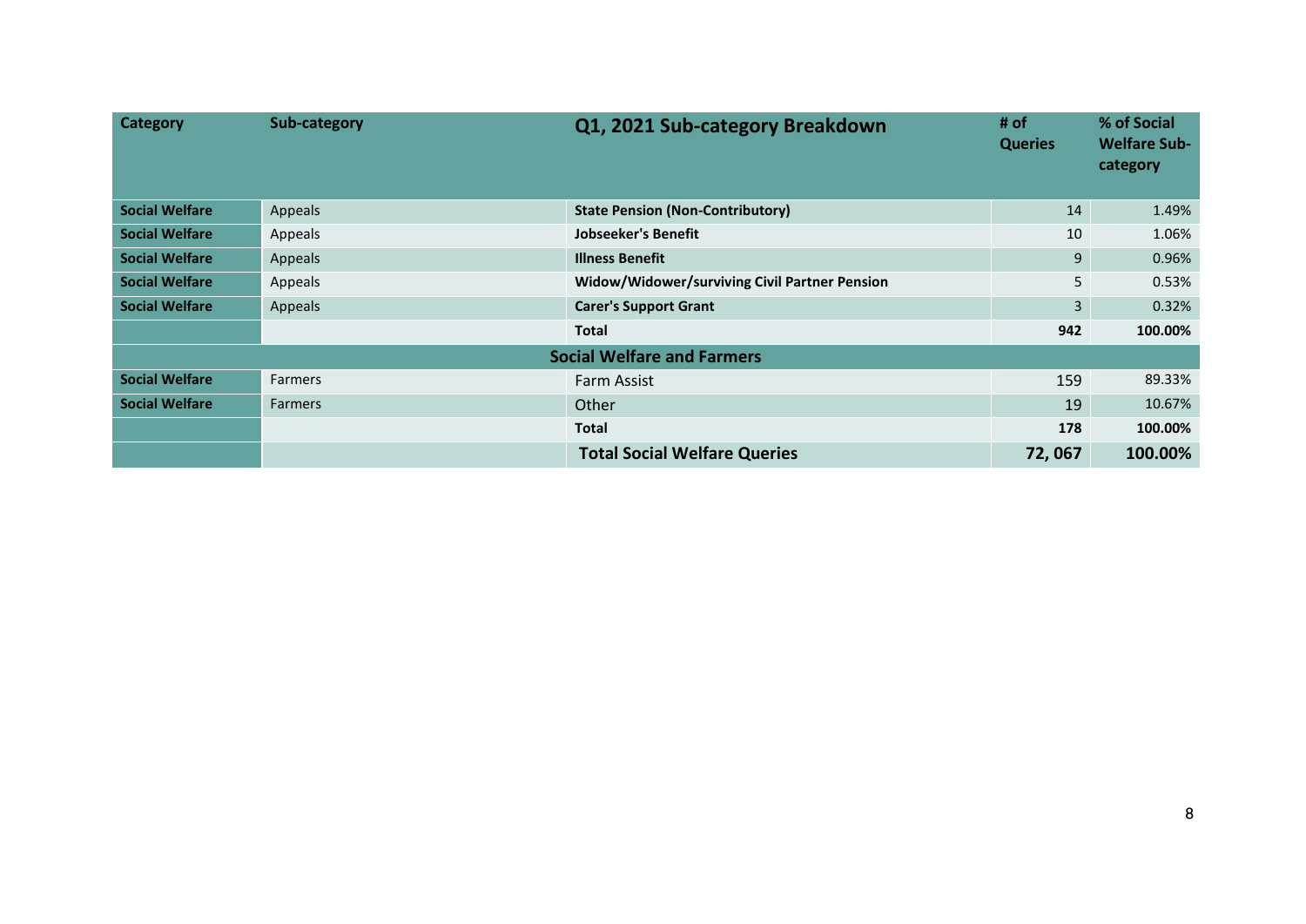| Category | Sub-category | Q1, 2021 Sub-category Breakdown | # of Queries | % of Social Welfare Sub-category |
|---|---|---|---|---|
| **Social Welfare** | Appeals | **State Pension (Non-Contributory)** | 14 | 1.49% |
| **Social Welfare** | Appeals | **Jobseeker's Benefit** | 10 | 1.06% |
| **Social Welfare** | Appeals | **Illness Benefit** | 9 | 0.96% |
| **Social Welfare** | Appeals | **Widow/Widower/surviving Civil Partner Pension** | 5 | 0.53% |
| **Social Welfare** | Appeals | **Carer's Support Grant** | 3 | 0.32% |
| | | **Total** | **942** | **100.00%** |
| | | **Social Welfare and Farmers** | | |
| **Social Welfare** | Farmers | Farm Assist | 159 | 89.33% |
| **Social Welfare** | Farmers | Other | 19 | 10.67% |
| | | **Total** | **178** | **100.00%** |
| | | **Total Social Welfare Queries** | **72, 067** | **100.00%** |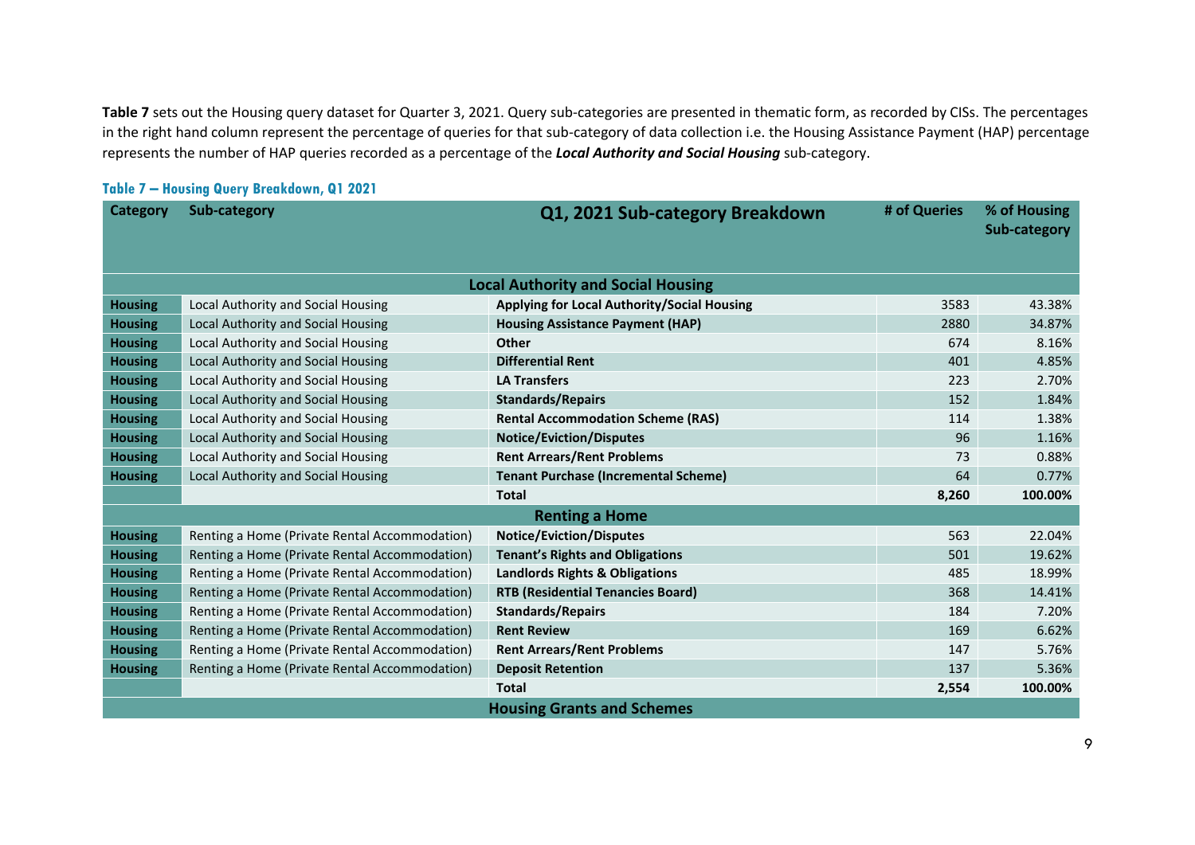**Table 7** sets out the Housing query dataset for Quarter 3, 2021. Query sub-categories are presented in thematic form, as recorded by CISs. The percentages in the right hand column represent the percentage of queries for that sub-category of data collection i.e. the Housing Assistance Payment (HAP) percentage represents the number of HAP queries recorded as a percentage of the ***Local Authority and Social Housing*** sub-category.

### Table 7 – Housing Query Breakdown, Q1 2021

| Category | Sub-category | Q1, 2021 Sub-category Breakdown | # of Queries | % of Housing Sub-category |
|---|---|---|---|---|
| | | **Local Authority and Social Housing** | | |
| **Housing** | Local Authority and Social Housing | **Applying for Local Authority/Social Housing** | 3583 | 43.38% |
| **Housing** | Local Authority and Social Housing | **Housing Assistance Payment (HAP)** | 2880 | 34.87% |
| **Housing** | Local Authority and Social Housing | **Other** | 674 | 8.16% |
| **Housing** | Local Authority and Social Housing | **Differential Rent** | 401 | 4.85% |
| **Housing** | Local Authority and Social Housing | **LA Transfers** | 223 | 2.70% |
| **Housing** | Local Authority and Social Housing | **Standards/Repairs** | 152 | 1.84% |
| **Housing** | Local Authority and Social Housing | **Rental Accommodation Scheme (RAS)** | 114 | 1.38% |
| **Housing** | Local Authority and Social Housing | **Notice/Eviction/Disputes** | 96 | 1.16% |
| **Housing** | Local Authority and Social Housing | **Rent Arrears/Rent Problems** | 73 | 0.88% |
| **Housing** | Local Authority and Social Housing | **Tenant Purchase (Incremental Scheme)** | 64 | 0.77% |
| | | **Total** | **8,260** | **100.00%** |
| | | **Renting a Home** | | |
| **Housing** | Renting a Home (Private Rental Accommodation) | **Notice/Eviction/Disputes** | 563 | 22.04% |
| **Housing** | Renting a Home (Private Rental Accommodation) | **Tenant's Rights and Obligations** | 501 | 19.62% |
| **Housing** | Renting a Home (Private Rental Accommodation) | **Landlords Rights & Obligations** | 485 | 18.99% |
| **Housing** | Renting a Home (Private Rental Accommodation) | **RTB (Residential Tenancies Board)** | 368 | 14.41% |
| **Housing** | Renting a Home (Private Rental Accommodation) | **Standards/Repairs** | 184 | 7.20% |
| **Housing** | Renting a Home (Private Rental Accommodation) | **Rent Review** | 169 | 6.62% |
| **Housing** | Renting a Home (Private Rental Accommodation) | **Rent Arrears/Rent Problems** | 147 | 5.76% |
| **Housing** | Renting a Home (Private Rental Accommodation) | **Deposit Retention** | 137 | 5.36% |
| | | **Total** | **2,554** | **100.00%** |
| | | **Housing Grants and Schemes** | | |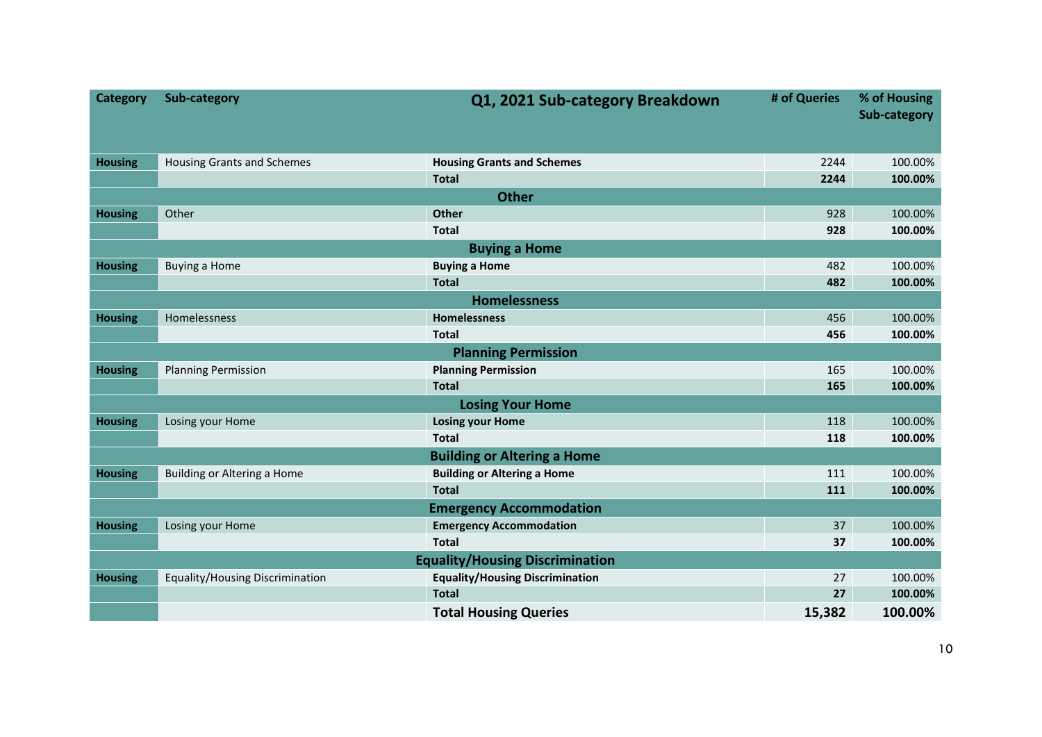| Category | Sub-category | Q1, 2021 Sub-category Breakdown | # of Queries | % of Housing Sub-category |
|---|---|---|---|---|
| **Housing** | Housing Grants and Schemes | **Housing Grants and Schemes** | 2244 | 100.00% |
| | | **Total** | **2244** | **100.00%** |
| | | **Other** | | |
| **Housing** | Other | **Other** | 928 | 100.00% |
| | | **Total** | **928** | **100.00%** |
| | | **Buying a Home** | | |
| **Housing** | Buying a Home | **Buying a Home** | 482 | 100.00% |
| | | **Total** | **482** | **100.00%** |
| | | **Homelessness** | | |
| **Housing** | Homelessness | **Homelessness** | 456 | 100.00% |
| | | **Total** | **456** | **100.00%** |
| | | **Planning Permission** | | |
| **Housing** | Planning Permission | **Planning Permission** | 165 | 100.00% |
| | | **Total** | **165** | **100.00%** |
| | | **Losing Your Home** | | |
| **Housing** | Losing your Home | **Losing your Home** | 118 | 100.00% |
| | | **Total** | **118** | **100.00%** |
| | | **Building or Altering a Home** | | |
| **Housing** | Building or Altering a Home | **Building or Altering a Home** | 111 | 100.00% |
| | | **Total** | **111** | **100.00%** |
| | | **Emergency Accommodation** | | |
| **Housing** | Losing your Home | **Emergency Accommodation** | 37 | 100.00% |
| | | **Total** | **37** | **100.00%** |
| | | **Equality/Housing Discrimination** | | |
| **Housing** | Equality/Housing Discrimination | **Equality/Housing Discrimination** | 27 | 100.00% |
| | | **Total** | **27** | **100.00%** |
| | | **Total Housing Queries** | **15,382** | **100.00%** |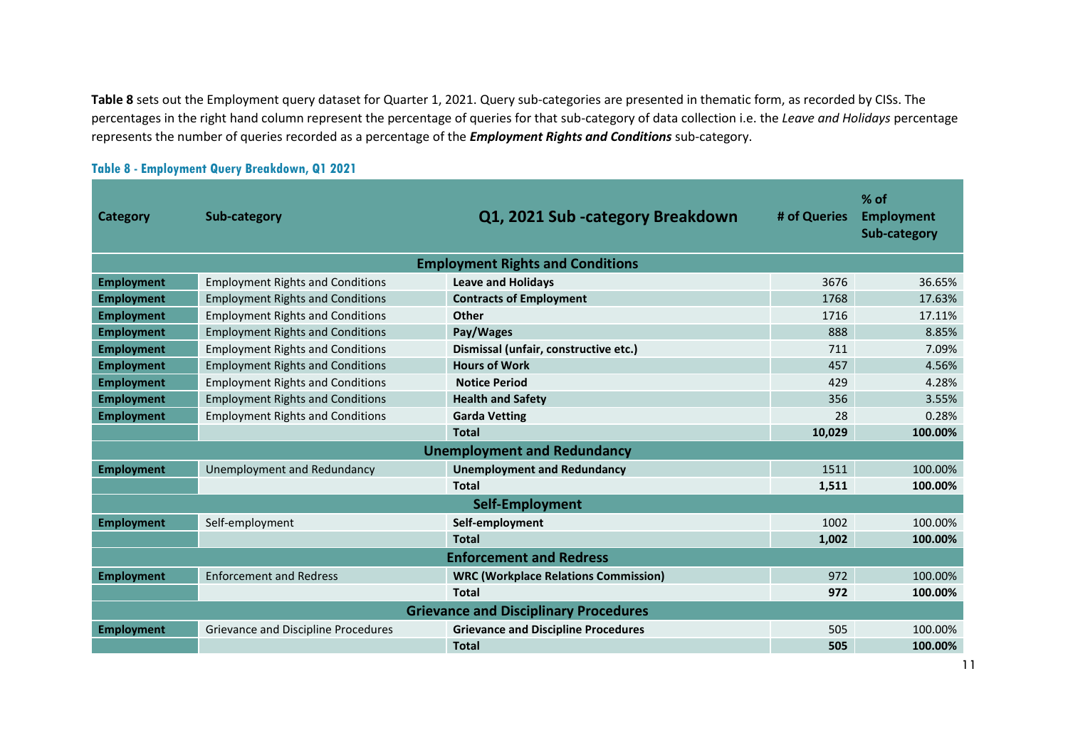**Table 8** sets out the Employment query dataset for Quarter 1, 2021. Query sub-categories are presented in thematic form, as recorded by CISs. The percentages in the right hand column represent the percentage of queries for that sub-category of data collection i.e. the *Leave and Holidays* percentage represents the number of queries recorded as a percentage of the ***Employment Rights and Conditions*** sub-category.

**Table 8 - Employment Query Breakdown, Q1 2021**

| Category | Sub-category | Q1, 2021 Sub -category Breakdown | # of Queries | % of Employment Sub-category |
|---|---|---|---|---|
| | | **Employment Rights and Conditions** | | |
| **Employment** | Employment Rights and Conditions | **Leave and Holidays** | 3676 | 36.65% |
| **Employment** | Employment Rights and Conditions | **Contracts of Employment** | 1768 | 17.63% |
| **Employment** | Employment Rights and Conditions | **Other** | 1716 | 17.11% |
| **Employment** | Employment Rights and Conditions | **Pay/Wages** | 888 | 8.85% |
| **Employment** | Employment Rights and Conditions | **Dismissal (unfair, constructive etc.)** | 711 | 7.09% |
| **Employment** | Employment Rights and Conditions | **Hours of Work** | 457 | 4.56% |
| **Employment** | Employment Rights and Conditions | **Notice Period** | 429 | 4.28% |
| **Employment** | Employment Rights and Conditions | **Health and Safety** | 356 | 3.55% |
| **Employment** | Employment Rights and Conditions | **Garda Vetting** | 28 | 0.28% |
| | | **Total** | **10,029** | **100.00%** |
| | | **Unemployment and Redundancy** | | |
| **Employment** | Unemployment and Redundancy | **Unemployment and Redundancy** | 1511 | 100.00% |
| | | **Total** | **1,511** | **100.00%** |
| | | **Self-Employment** | | |
| **Employment** | Self-employment | **Self-employment** | 1002 | 100.00% |
| | | **Total** | **1,002** | **100.00%** |
| | | **Enforcement and Redress** | | |
| **Employment** | Enforcement and Redress | **WRC (Workplace Relations Commission)** | 972 | 100.00% |
| | | **Total** | **972** | **100.00%** |
| | | **Grievance and Disciplinary Procedures** | | |
| **Employment** | Grievance and Discipline Procedures | **Grievance and Discipline Procedures** | 505 | 100.00% |
| | | **Total** | **505** | **100.00%** |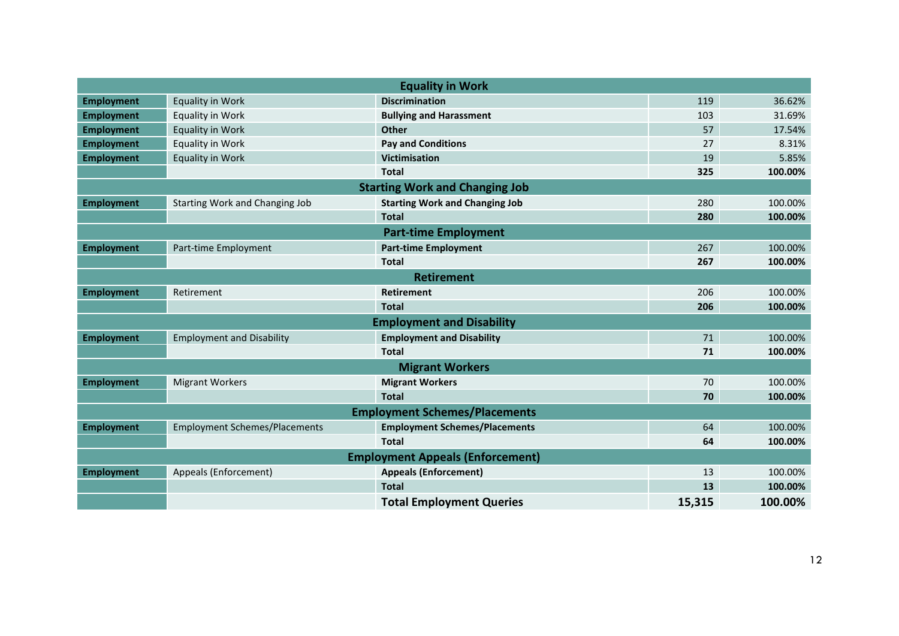| | | | | |
|---|---|---|---|---|
| **Equality in Work** | | | | |
| **Employment** | Equality in Work | **Discrimination** | 119 | 36.62% |
| **Employment** | Equality in Work | **Bullying and Harassment** | 103 | 31.69% |
| **Employment** | Equality in Work | **Other** | 57 | 17.54% |
| **Employment** | Equality in Work | **Pay and Conditions** | 27 | 8.31% |
| **Employment** | Equality in Work | **Victimisation** | 19 | 5.85% |
| | | **Total** | **325** | **100.00%** |
| **Starting Work and Changing Job** | | | | |
| **Employment** | Starting Work and Changing Job | **Starting Work and Changing Job** | 280 | 100.00% |
| | | **Total** | **280** | **100.00%** |
| **Part-time Employment** | | | | |
| **Employment** | Part-time Employment | **Part-time Employment** | 267 | 100.00% |
| | | **Total** | **267** | **100.00%** |
| **Retirement** | | | | |
| **Employment** | Retirement | **Retirement** | 206 | 100.00% |
| | | **Total** | **206** | **100.00%** |
| **Employment and Disability** | | | | |
| **Employment** | Employment and Disability | **Employment and Disability** | 71 | 100.00% |
| | | **Total** | **71** | **100.00%** |
| **Migrant Workers** | | | | |
| **Employment** | Migrant Workers | **Migrant Workers** | 70 | 100.00% |
| | | **Total** | **70** | **100.00%** |
| **Employment Schemes/Placements** | | | | |
| **Employment** | Employment Schemes/Placements | **Employment Schemes/Placements** | 64 | 100.00% |
| | | **Total** | **64** | **100.00%** |
| **Employment Appeals (Enforcement)** | | | | |
| **Employment** | Appeals (Enforcement) | **Appeals (Enforcement)** | 13 | 100.00% |
| | | **Total** | **13** | **100.00%** |
| | | **Total Employment Queries** | **15,315** | **100.00%** |